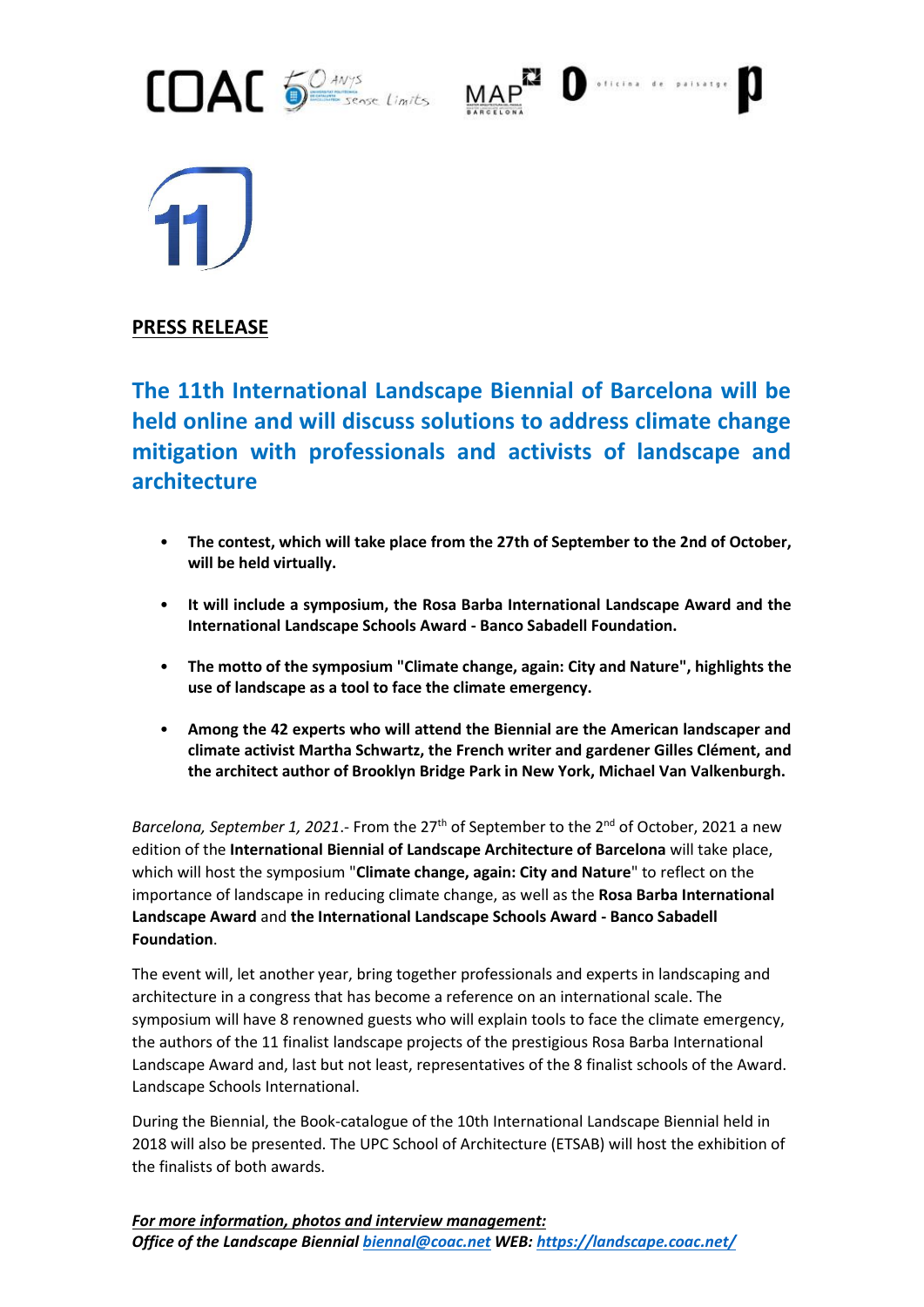COAC 50 ANYS sense límits MAP BARCELONA oficina de paisatge

11

**PRESS RELEASE**

# The 11th International Landscape Biennial of Barcelona will be held online and will discuss solutions to address climate change mitigation with professionals and activists of landscape and architecture

- **The contest, which will take place from the 27th of September to the 2nd of October, will be held virtually.**
- **It will include a symposium, the Rosa Barba International Landscape Award and the International Landscape Schools Award - Banco Sabadell Foundation.**
- **The motto of the symposium "Climate change, again: City and Nature", highlights the use of landscape as a tool to face the climate emergency.**
- **Among the 42 experts who will attend the Biennial are the American landscaper and climate activist Martha Schwartz, the French writer and gardener Gilles Clément, and the architect author of Brooklyn Bridge Park in New York, Michael Van Valkenburgh.**

*Barcelona, September 1, 2021*.- From the 27th of September to the 2nd of October, 2021 a new edition of the **International Biennial of Landscape Architecture of Barcelona** will take place, which will host the symposium "**Climate change, again: City and Nature**" to reflect on the importance of landscape in reducing climate change, as well as the **Rosa Barba International Landscape Award** and **the International Landscape Schools Award - Banco Sabadell Foundation**.

The event will, let another year, bring together professionals and experts in landscaping and architecture in a congress that has become a reference on an international scale. The symposium will have 8 renowned guests who will explain tools to face the climate emergency, the authors of the 11 finalist landscape projects of the prestigious Rosa Barba International Landscape Award and, last but not least, representatives of the 8 finalist schools of the Award. Landscape Schools International.

During the Biennial, the Book-catalogue of the 10th International Landscape Biennial held in 2018 will also be presented. The UPC School of Architecture (ETSAB) will host the exhibition of the finalists of both awards.

***For more information, photos and interview management:***
***Office of the Landscape Biennial biennal@coac.net WEB: https://landscape.coac.net/***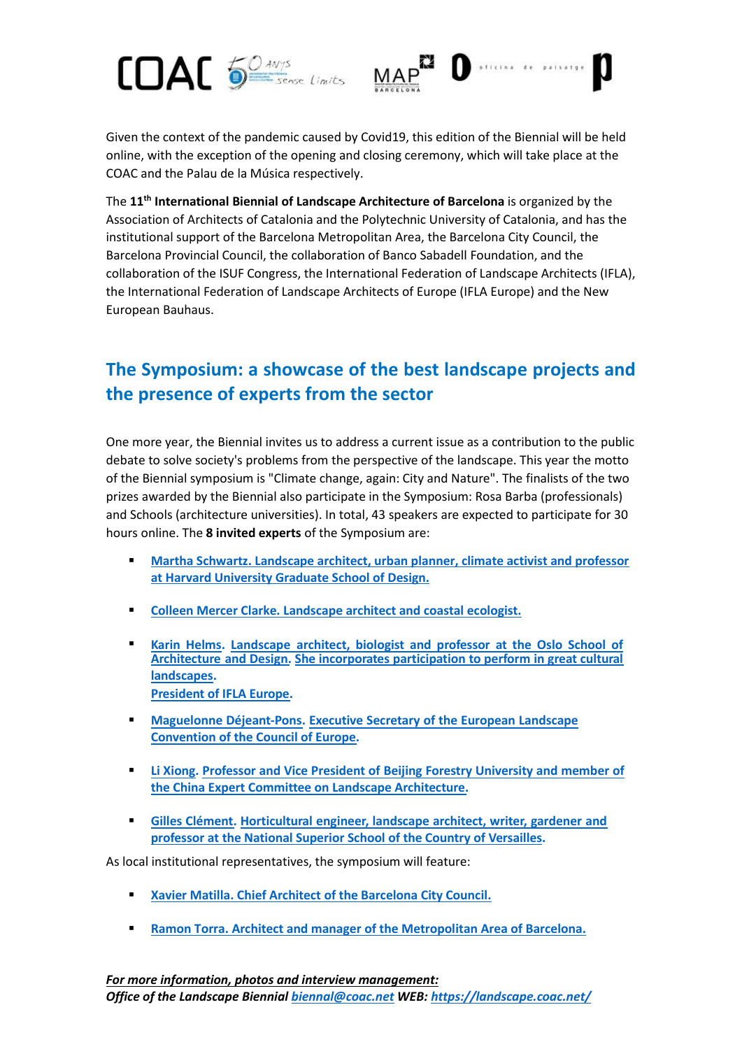Given the context of the pandemic caused by Covid19, this edition of the Biennial will be held online, with the exception of the opening and closing ceremony, which will take place at the COAC and the Palau de la Música respectively.

The **11th International Biennial of Landscape Architecture of Barcelona** is organized by the Association of Architects of Catalonia and the Polytechnic University of Catalonia, and has the institutional support of the Barcelona Metropolitan Area, the Barcelona City Council, the Barcelona Provincial Council, the collaboration of Banco Sabadell Foundation, and the collaboration of the ISUF Congress, the International Federation of Landscape Architects (IFLA), the International Federation of Landscape Architects of Europe (IFLA Europe) and the New European Bauhaus.

## The Symposium: a showcase of the best landscape projects and the presence of experts from the sector

One more year, the Biennial invites us to address a current issue as a contribution to the public debate to solve society's problems from the perspective of the landscape. This year the motto of the Biennial symposium is "Climate change, again: City and Nature". The finalists of the two prizes awarded by the Biennial also participate in the Symposium: Rosa Barba (professionals) and Schools (architecture universities). In total, 43 speakers are expected to participate for 30 hours online. The **8 invited experts** of the Symposium are:

- Martha Schwartz. Landscape architect, urban planner, climate activist and professor at Harvard University Graduate School of Design.
- Colleen Mercer Clarke. Landscape architect and coastal ecologist.
- Karin Helms. Landscape architect, biologist and professor at the Oslo School of Architecture and Design. She incorporates participation to perform in great cultural landscapes.
  President of IFLA Europe.
- Maguelonne Déjeant-Pons. Executive Secretary of the European Landscape Convention of the Council of Europe.
- Li Xiong. Professor and Vice President of Beijing Forestry University and member of the China Expert Committee on Landscape Architecture.
- Gilles Clément. Horticultural engineer, landscape architect, writer, gardener and professor at the National Superior School of the Country of Versailles.

As local institutional representatives, the symposium will feature:

- Xavier Matilla. Chief Architect of the Barcelona City Council.
- Ramon Torra. Architect and manager of the Metropolitan Area of Barcelona.

***For more information, photos and interview management:***
***Office of the Landscape Biennial biennal@coac.net WEB: https://landscape.coac.net/***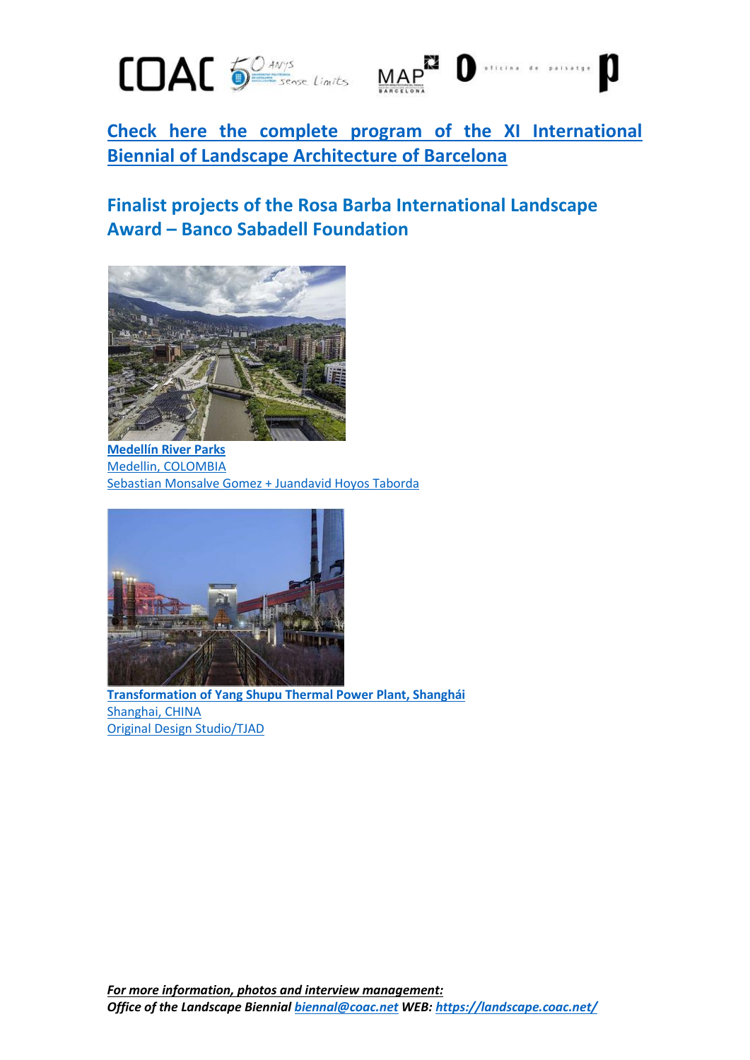**Check here the complete program of the XI International Biennial of Landscape Architecture of Barcelona**

## Finalist projects of the Rosa Barba International Landscape Award – Banco Sabadell Foundation

**Medellín River Parks**
Medellin, COLOMBIA
Sebastian Monsalve Gomez + Juandavid Hoyos Taborda

**Transformation of Yang Shupu Thermal Power Plant, Shanghái**
Shanghai, CHINA
Original Design Studio/TJAD

***For more information, photos and interview management:***
***Office of the Landscape Biennial biennal@coac.net WEB: https://landscape.coac.net/***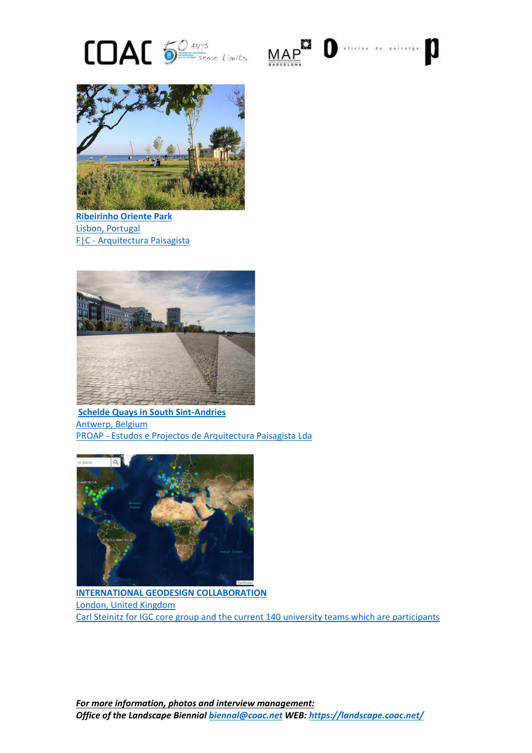**Ribeirinho Oriente Park**
Lisbon, Portugal
F|C - Arquitectura Paisagista

**Schelde Quays in South Sint-Andries**
Antwerp, Belgium
PROAP - Estudos e Projectos de Arquitectura Paisagista Lda

**INTERNATIONAL GEODESIGN COLLABORATION**
London, United Kingdom
Carl Steinitz for IGC core group and the current 140 university teams which are participants

***For more information, photos and interview management:***
***Office of the Landscape Biennial biennal@coac.net WEB: https://landscape.coac.net/***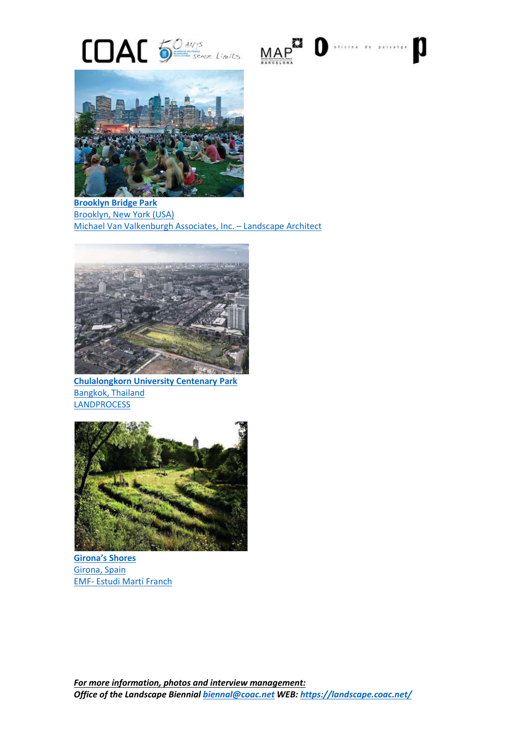**Brooklyn Bridge Park**
Brooklyn, New York (USA)
Michael Van Valkenburgh Associates, Inc. – Landscape Architect

**Chulalongkorn University Centenary Park**
Bangkok, Thailand
LANDPROCESS

**Girona's Shores**
Girona, Spain
EMF- Estudi Martí Franch

***For more information, photos and interview management:***
***Office of the Landscape Biennial biennal@coac.net WEB: https://landscape.coac.net/***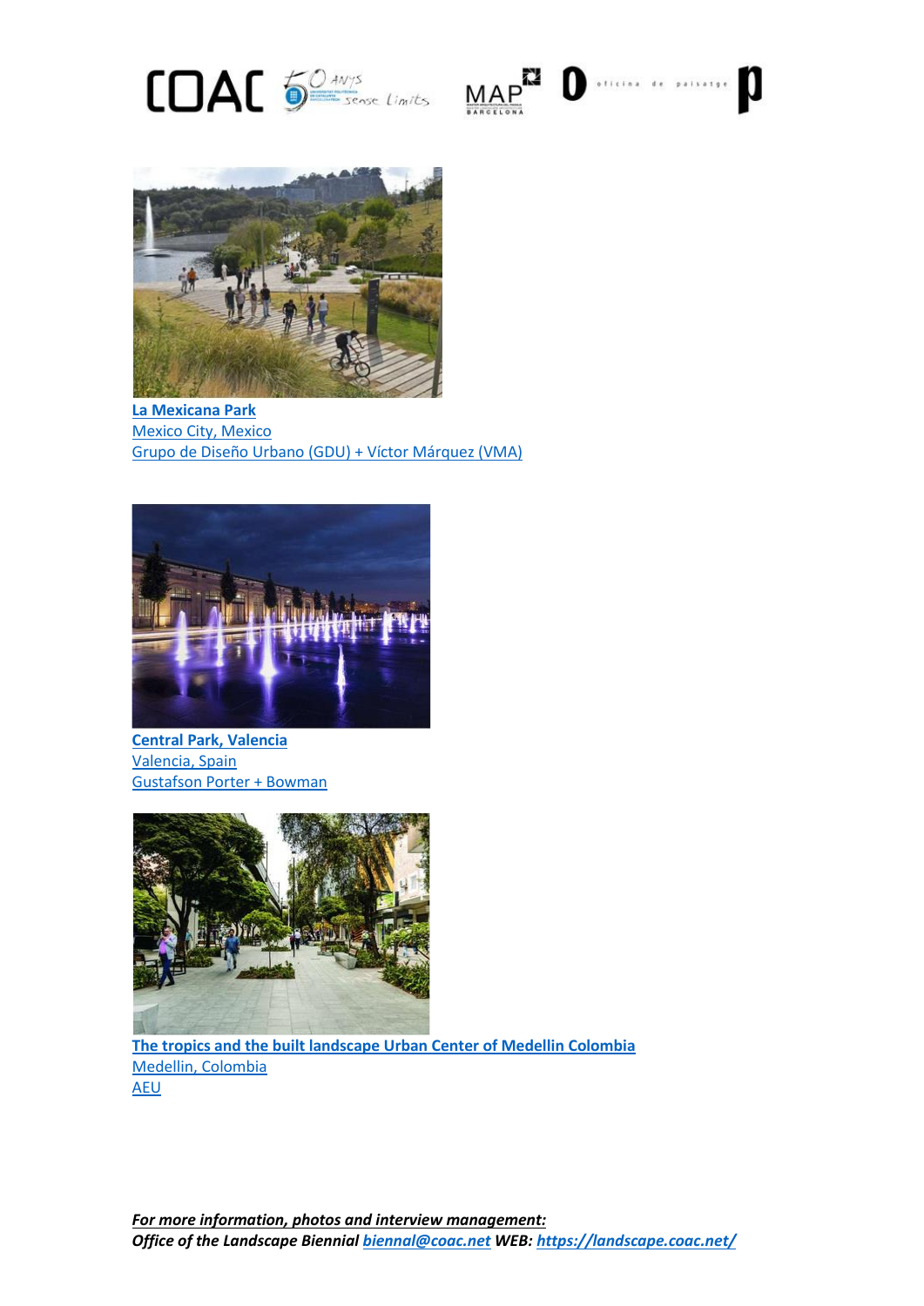**La Mexicana Park**
Mexico City, Mexico
Grupo de Diseño Urbano (GDU) + Víctor Márquez (VMA)

**Central Park, Valencia**
Valencia, Spain
Gustafson Porter + Bowman

**The tropics and the built landscape Urban Center of Medellin Colombia**
Medellin, Colombia
AEU

***For more information, photos and interview management:***
***Office of the Landscape Biennial biennal@coac.net WEB: https://landscape.coac.net/***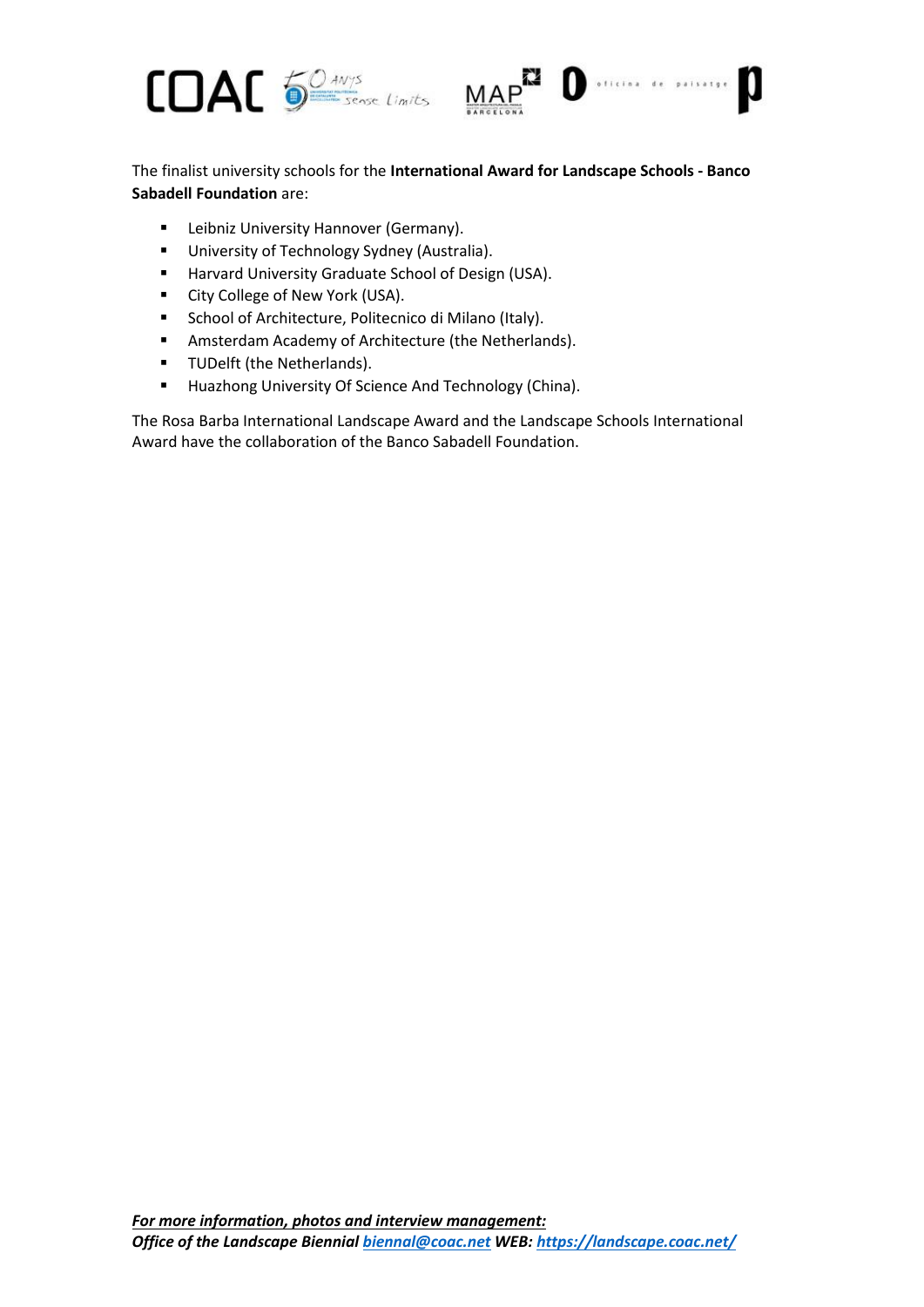The finalist university schools for the **International Award for Landscape Schools - Banco Sabadell Foundation** are:

- Leibniz University Hannover (Germany).
- University of Technology Sydney (Australia).
- Harvard University Graduate School of Design (USA).
- City College of New York (USA).
- School of Architecture, Politecnico di Milano (Italy).
- Amsterdam Academy of Architecture (the Netherlands).
- TUDelft (the Netherlands).
- Huazhong University Of Science And Technology (China).

The Rosa Barba International Landscape Award and the Landscape Schools International Award have the collaboration of the Banco Sabadell Foundation.

***For more information, photos and interview management:***
***Office of the Landscape Biennial [biennal@coac.net](mailto:biennal@coac.net) WEB: [https://landscape.coac.net/](https://landscape.coac.net/)***